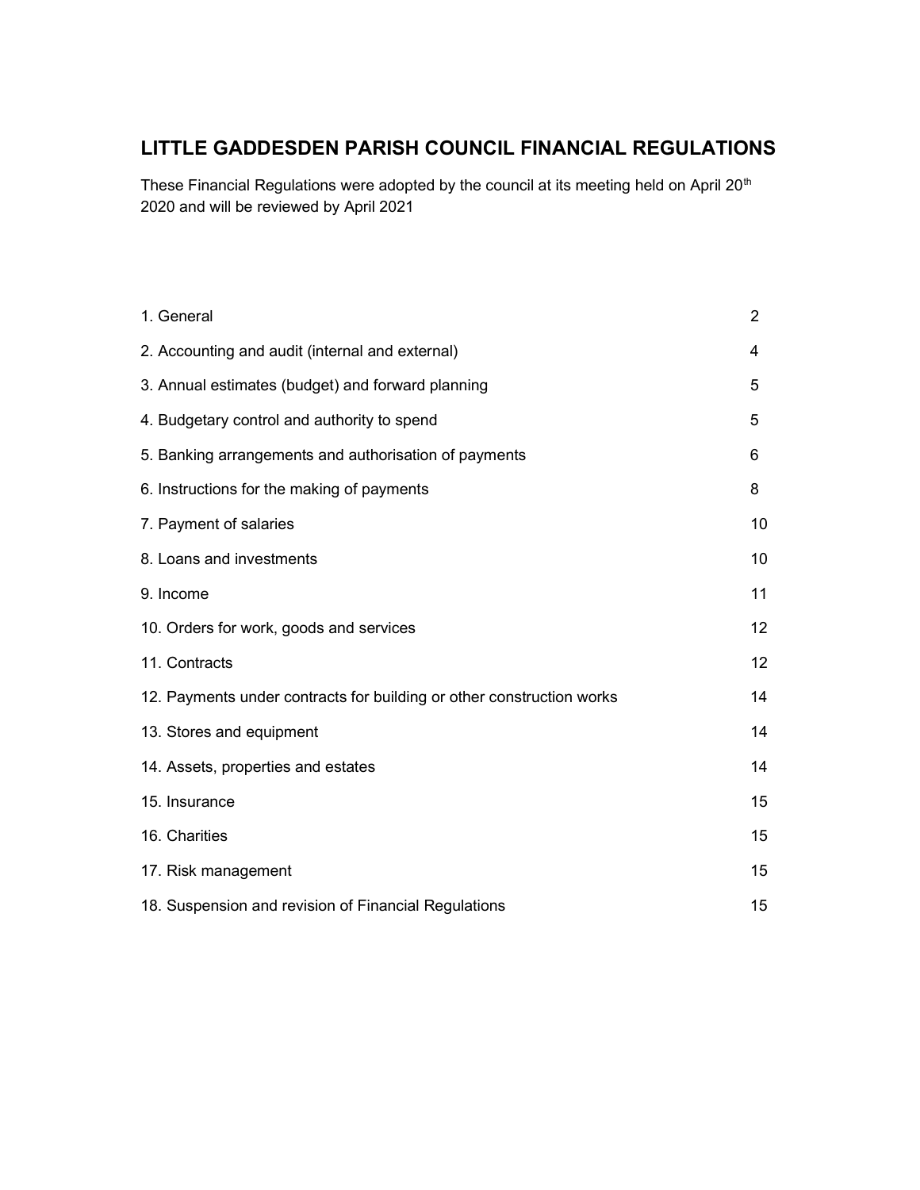# LITTLE GADDESDEN PARISH COUNCIL FINANCIAL REGULATIONS

These Financial Regulations were adopted by the council at its meeting held on April 20th 2020 and will be reviewed by April 2021

| | |
|---|---|
| 1. General | 2 |
| 2. Accounting and audit (internal and external) | 4 |
| 3. Annual estimates (budget) and forward planning | 5 |
| 4. Budgetary control and authority to spend | 5 |
| 5. Banking arrangements and authorisation of payments | 6 |
| 6. Instructions for the making of payments | 8 |
| 7. Payment of salaries | 10 |
| 8. Loans and investments | 10 |
| 9. Income | 11 |
| 10. Orders for work, goods and services | 12 |
| 11. Contracts | 12 |
| 12. Payments under contracts for building or other construction works | 14 |
| 13. Stores and equipment | 14 |
| 14. Assets, properties and estates | 14 |
| 15. Insurance | 15 |
| 16. Charities | 15 |
| 17. Risk management | 15 |
| 18. Suspension and revision of Financial Regulations | 15 |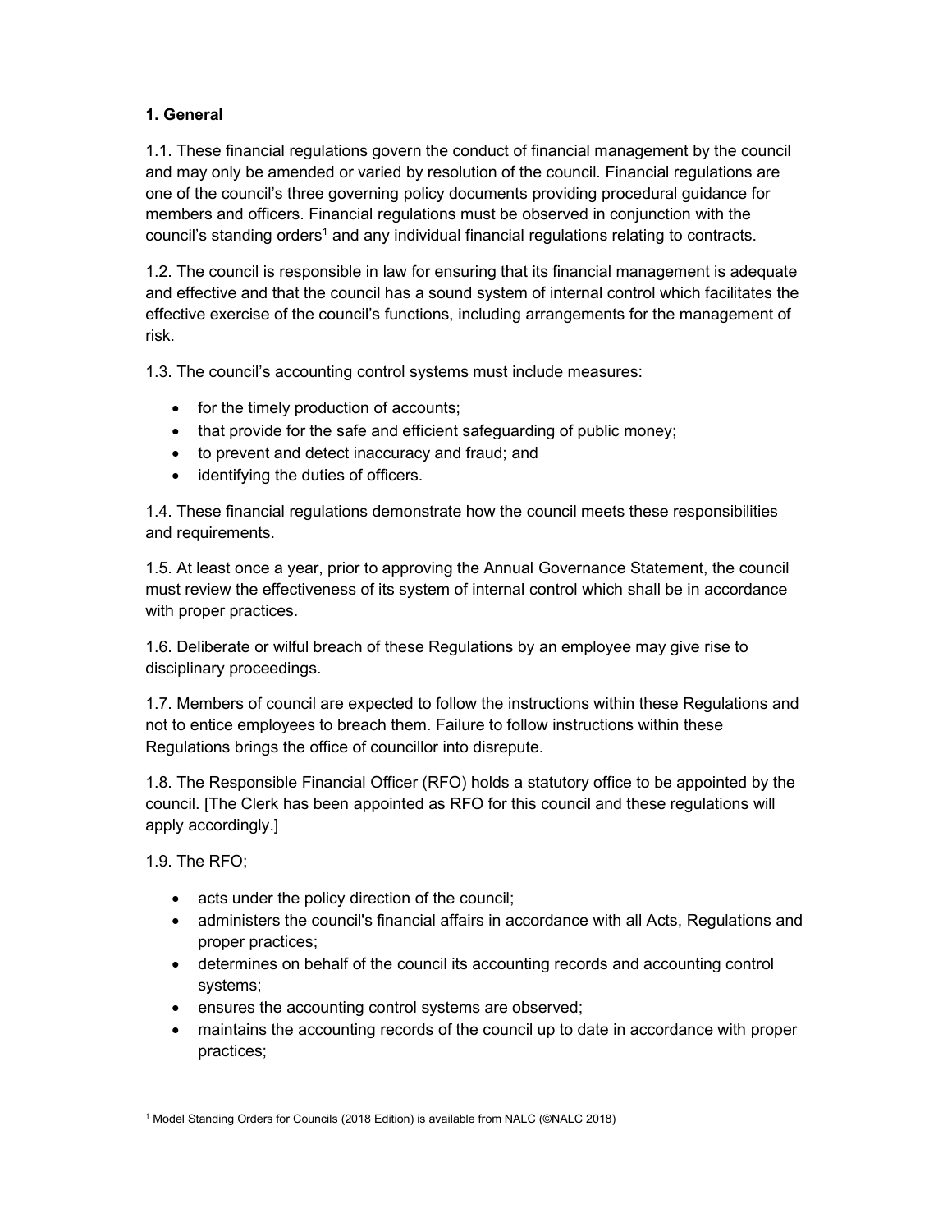### 1. General

1.1. These financial regulations govern the conduct of financial management by the council and may only be amended or varied by resolution of the council. Financial regulations are one of the council's three governing policy documents providing procedural guidance for members and officers. Financial regulations must be observed in conjunction with the council's standing orders[1] and any individual financial regulations relating to contracts.

1.2. The council is responsible in law for ensuring that its financial management is adequate and effective and that the council has a sound system of internal control which facilitates the effective exercise of the council's functions, including arrangements for the management of risk.

1.3. The council's accounting control systems must include measures:

- for the timely production of accounts;
- that provide for the safe and efficient safeguarding of public money;
- to prevent and detect inaccuracy and fraud; and
- identifying the duties of officers.

1.4. These financial regulations demonstrate how the council meets these responsibilities and requirements.

1.5. At least once a year, prior to approving the Annual Governance Statement, the council must review the effectiveness of its system of internal control which shall be in accordance with proper practices.

1.6. Deliberate or wilful breach of these Regulations by an employee may give rise to disciplinary proceedings.

1.7. Members of council are expected to follow the instructions within these Regulations and not to entice employees to breach them. Failure to follow instructions within these Regulations brings the office of councillor into disrepute.

1.8. The Responsible Financial Officer (RFO) holds a statutory office to be appointed by the council. [The Clerk has been appointed as RFO for this council and these regulations will apply accordingly.]

1.9. The RFO;

- acts under the policy direction of the council;
- administers the council's financial affairs in accordance with all Acts, Regulations and proper practices;
- determines on behalf of the council its accounting records and accounting control systems;
- ensures the accounting control systems are observed;
- maintains the accounting records of the council up to date in accordance with proper practices;

---

[1] Model Standing Orders for Councils (2018 Edition) is available from NALC (©NALC 2018)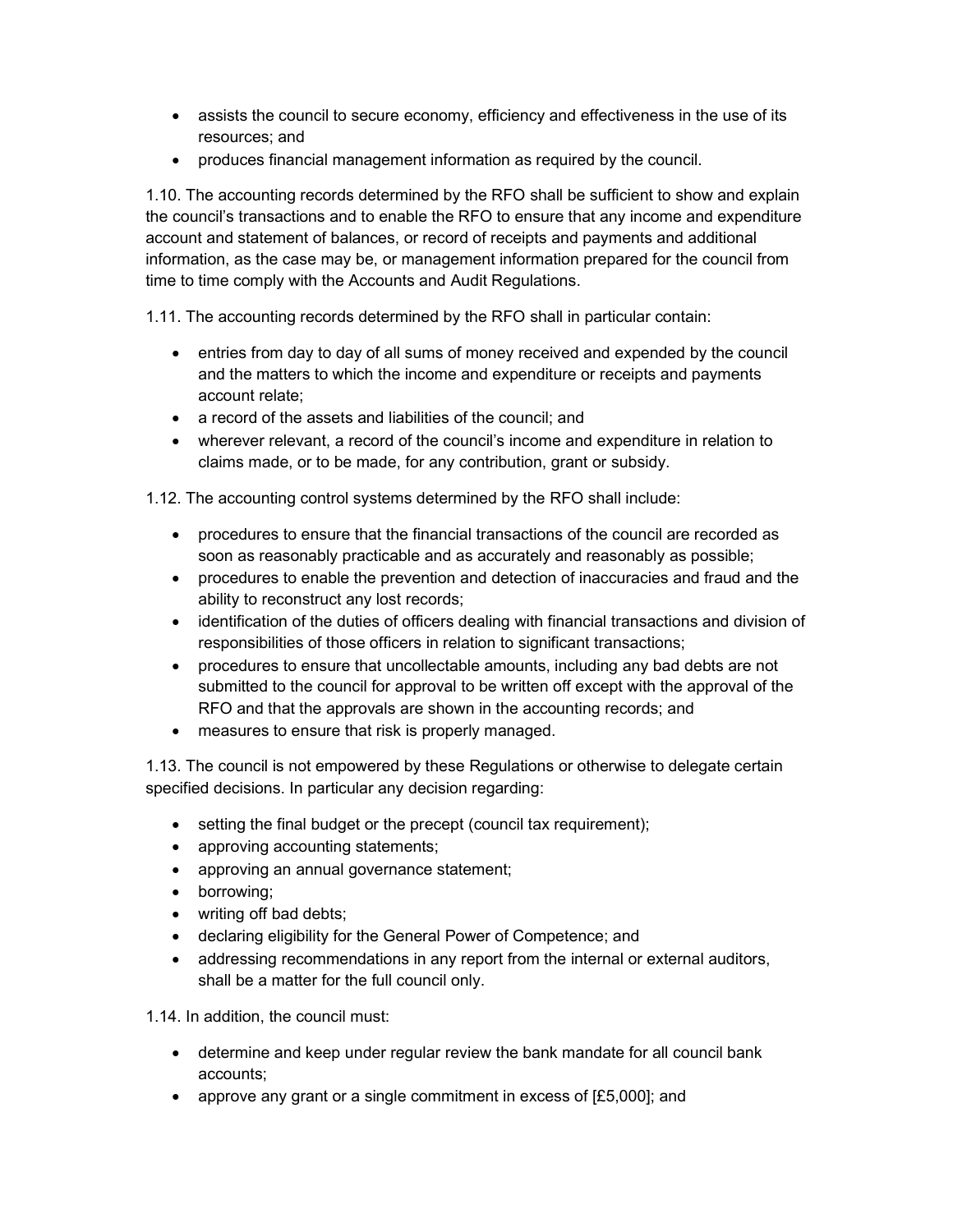- assists the council to secure economy, efficiency and effectiveness in the use of its resources; and
- produces financial management information as required by the council.

1.10. The accounting records determined by the RFO shall be sufficient to show and explain the council's transactions and to enable the RFO to ensure that any income and expenditure account and statement of balances, or record of receipts and payments and additional information, as the case may be, or management information prepared for the council from time to time comply with the Accounts and Audit Regulations.

1.11. The accounting records determined by the RFO shall in particular contain:

- entries from day to day of all sums of money received and expended by the council and the matters to which the income and expenditure or receipts and payments account relate;
- a record of the assets and liabilities of the council; and
- wherever relevant, a record of the council's income and expenditure in relation to claims made, or to be made, for any contribution, grant or subsidy.

1.12. The accounting control systems determined by the RFO shall include:

- procedures to ensure that the financial transactions of the council are recorded as soon as reasonably practicable and as accurately and reasonably as possible;
- procedures to enable the prevention and detection of inaccuracies and fraud and the ability to reconstruct any lost records;
- identification of the duties of officers dealing with financial transactions and division of responsibilities of those officers in relation to significant transactions;
- procedures to ensure that uncollectable amounts, including any bad debts are not submitted to the council for approval to be written off except with the approval of the RFO and that the approvals are shown in the accounting records; and
- measures to ensure that risk is properly managed.

1.13. The council is not empowered by these Regulations or otherwise to delegate certain specified decisions. In particular any decision regarding:

- setting the final budget or the precept (council tax requirement);
- approving accounting statements;
- approving an annual governance statement;
- borrowing;
- writing off bad debts;
- declaring eligibility for the General Power of Competence; and
- addressing recommendations in any report from the internal or external auditors, shall be a matter for the full council only.

1.14. In addition, the council must:

- determine and keep under regular review the bank mandate for all council bank accounts;
- approve any grant or a single commitment in excess of [£5,000]; and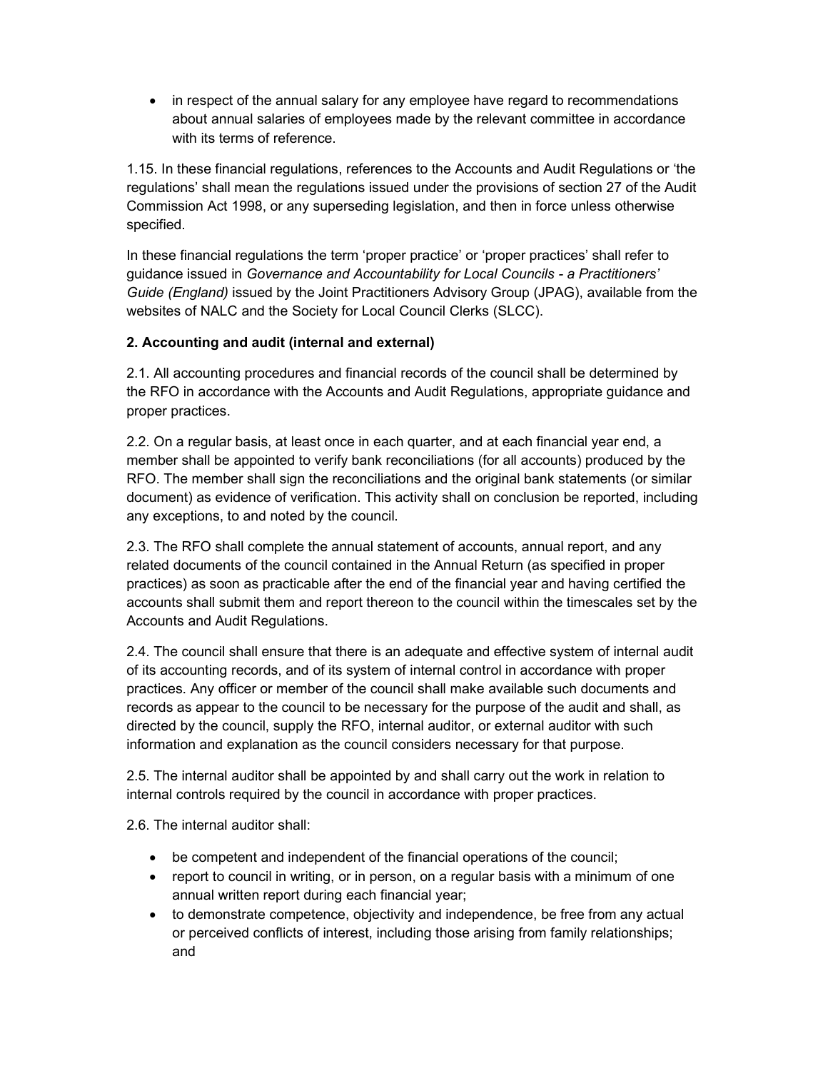- in respect of the annual salary for any employee have regard to recommendations about annual salaries of employees made by the relevant committee in accordance with its terms of reference.

1.15. In these financial regulations, references to the Accounts and Audit Regulations or 'the regulations' shall mean the regulations issued under the provisions of section 27 of the Audit Commission Act 1998, or any superseding legislation, and then in force unless otherwise specified.

In these financial regulations the term 'proper practice' or 'proper practices' shall refer to guidance issued in *Governance and Accountability for Local Councils - a Practitioners' Guide (England)* issued by the Joint Practitioners Advisory Group (JPAG), available from the websites of NALC and the Society for Local Council Clerks (SLCC).

**2. Accounting and audit (internal and external)**

2.1. All accounting procedures and financial records of the council shall be determined by the RFO in accordance with the Accounts and Audit Regulations, appropriate guidance and proper practices.

2.2. On a regular basis, at least once in each quarter, and at each financial year end, a member shall be appointed to verify bank reconciliations (for all accounts) produced by the RFO. The member shall sign the reconciliations and the original bank statements (or similar document) as evidence of verification. This activity shall on conclusion be reported, including any exceptions, to and noted by the council.

2.3. The RFO shall complete the annual statement of accounts, annual report, and any related documents of the council contained in the Annual Return (as specified in proper practices) as soon as practicable after the end of the financial year and having certified the accounts shall submit them and report thereon to the council within the timescales set by the Accounts and Audit Regulations.

2.4. The council shall ensure that there is an adequate and effective system of internal audit of its accounting records, and of its system of internal control in accordance with proper practices. Any officer or member of the council shall make available such documents and records as appear to the council to be necessary for the purpose of the audit and shall, as directed by the council, supply the RFO, internal auditor, or external auditor with such information and explanation as the council considers necessary for that purpose.

2.5. The internal auditor shall be appointed by and shall carry out the work in relation to internal controls required by the council in accordance with proper practices.

2.6. The internal auditor shall:

- be competent and independent of the financial operations of the council;
- report to council in writing, or in person, on a regular basis with a minimum of one annual written report during each financial year;
- to demonstrate competence, objectivity and independence, be free from any actual or perceived conflicts of interest, including those arising from family relationships; and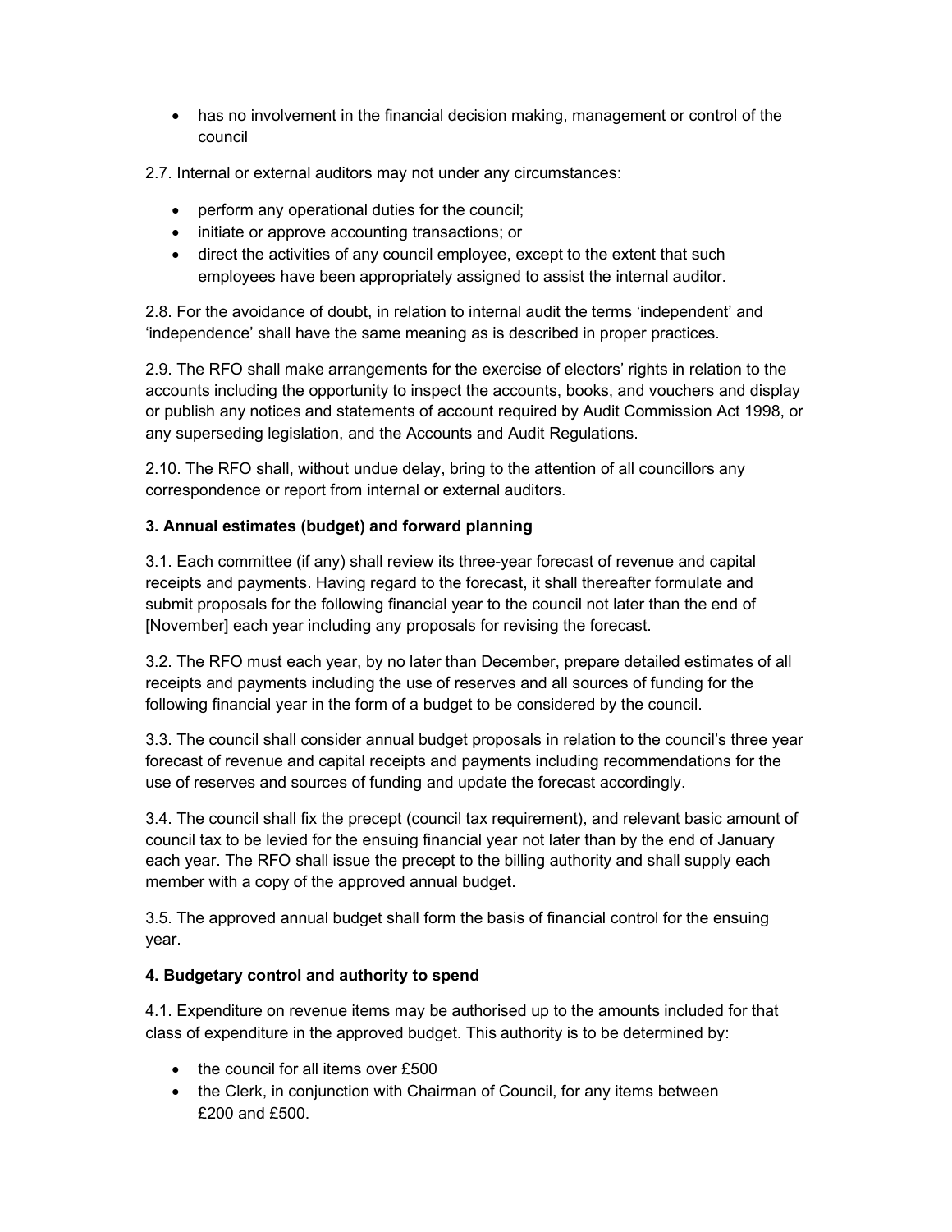- has no involvement in the financial decision making, management or control of the council

2.7. Internal or external auditors may not under any circumstances:

- perform any operational duties for the council;
- initiate or approve accounting transactions; or
- direct the activities of any council employee, except to the extent that such employees have been appropriately assigned to assist the internal auditor.

2.8. For the avoidance of doubt, in relation to internal audit the terms 'independent' and 'independence' shall have the same meaning as is described in proper practices.

2.9. The RFO shall make arrangements for the exercise of electors' rights in relation to the accounts including the opportunity to inspect the accounts, books, and vouchers and display or publish any notices and statements of account required by Audit Commission Act 1998, or any superseding legislation, and the Accounts and Audit Regulations.

2.10. The RFO shall, without undue delay, bring to the attention of all councillors any correspondence or report from internal or external auditors.

**3. Annual estimates (budget) and forward planning**

3.1. Each committee (if any) shall review its three-year forecast of revenue and capital receipts and payments. Having regard to the forecast, it shall thereafter formulate and submit proposals for the following financial year to the council not later than the end of [November] each year including any proposals for revising the forecast.

3.2. The RFO must each year, by no later than December, prepare detailed estimates of all receipts and payments including the use of reserves and all sources of funding for the following financial year in the form of a budget to be considered by the council.

3.3. The council shall consider annual budget proposals in relation to the council's three year forecast of revenue and capital receipts and payments including recommendations for the use of reserves and sources of funding and update the forecast accordingly.

3.4. The council shall fix the precept (council tax requirement), and relevant basic amount of council tax to be levied for the ensuing financial year not later than by the end of January each year. The RFO shall issue the precept to the billing authority and shall supply each member with a copy of the approved annual budget.

3.5. The approved annual budget shall form the basis of financial control for the ensuing year.

**4. Budgetary control and authority to spend**

4.1. Expenditure on revenue items may be authorised up to the amounts included for that class of expenditure in the approved budget. This authority is to be determined by:

- the council for all items over £500
- the Clerk, in conjunction with Chairman of Council, for any items between £200 and £500.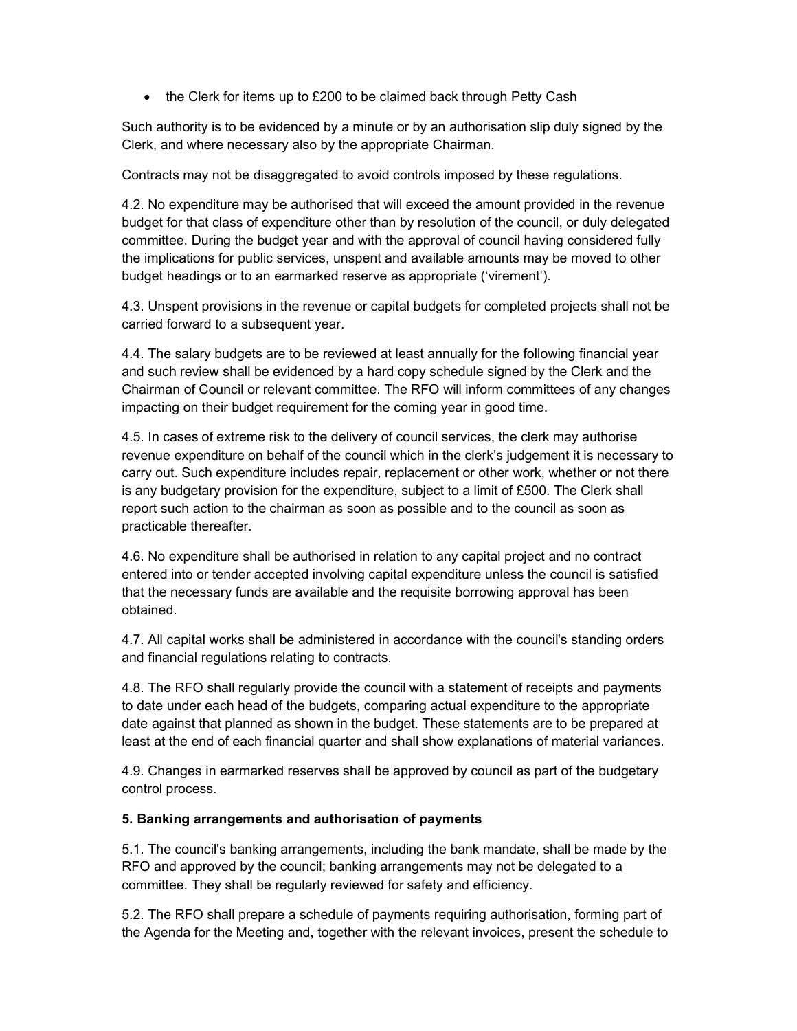- the Clerk for items up to £200 to be claimed back through Petty Cash

Such authority is to be evidenced by a minute or by an authorisation slip duly signed by the Clerk, and where necessary also by the appropriate Chairman.

Contracts may not be disaggregated to avoid controls imposed by these regulations.

4.2. No expenditure may be authorised that will exceed the amount provided in the revenue budget for that class of expenditure other than by resolution of the council, or duly delegated committee. During the budget year and with the approval of council having considered fully the implications for public services, unspent and available amounts may be moved to other budget headings or to an earmarked reserve as appropriate ('virement').

4.3. Unspent provisions in the revenue or capital budgets for completed projects shall not be carried forward to a subsequent year.

4.4. The salary budgets are to be reviewed at least annually for the following financial year and such review shall be evidenced by a hard copy schedule signed by the Clerk and the Chairman of Council or relevant committee. The RFO will inform committees of any changes impacting on their budget requirement for the coming year in good time.

4.5. In cases of extreme risk to the delivery of council services, the clerk may authorise revenue expenditure on behalf of the council which in the clerk's judgement it is necessary to carry out. Such expenditure includes repair, replacement or other work, whether or not there is any budgetary provision for the expenditure, subject to a limit of £500. The Clerk shall report such action to the chairman as soon as possible and to the council as soon as practicable thereafter.

4.6. No expenditure shall be authorised in relation to any capital project and no contract entered into or tender accepted involving capital expenditure unless the council is satisfied that the necessary funds are available and the requisite borrowing approval has been obtained.

4.7. All capital works shall be administered in accordance with the council's standing orders and financial regulations relating to contracts.

4.8. The RFO shall regularly provide the council with a statement of receipts and payments to date under each head of the budgets, comparing actual expenditure to the appropriate date against that planned as shown in the budget. These statements are to be prepared at least at the end of each financial quarter and shall show explanations of material variances.

4.9. Changes in earmarked reserves shall be approved by council as part of the budgetary control process.

**5. Banking arrangements and authorisation of payments**

5.1. The council's banking arrangements, including the bank mandate, shall be made by the RFO and approved by the council; banking arrangements may not be delegated to a committee. They shall be regularly reviewed for safety and efficiency.

5.2. The RFO shall prepare a schedule of payments requiring authorisation, forming part of the Agenda for the Meeting and, together with the relevant invoices, present the schedule to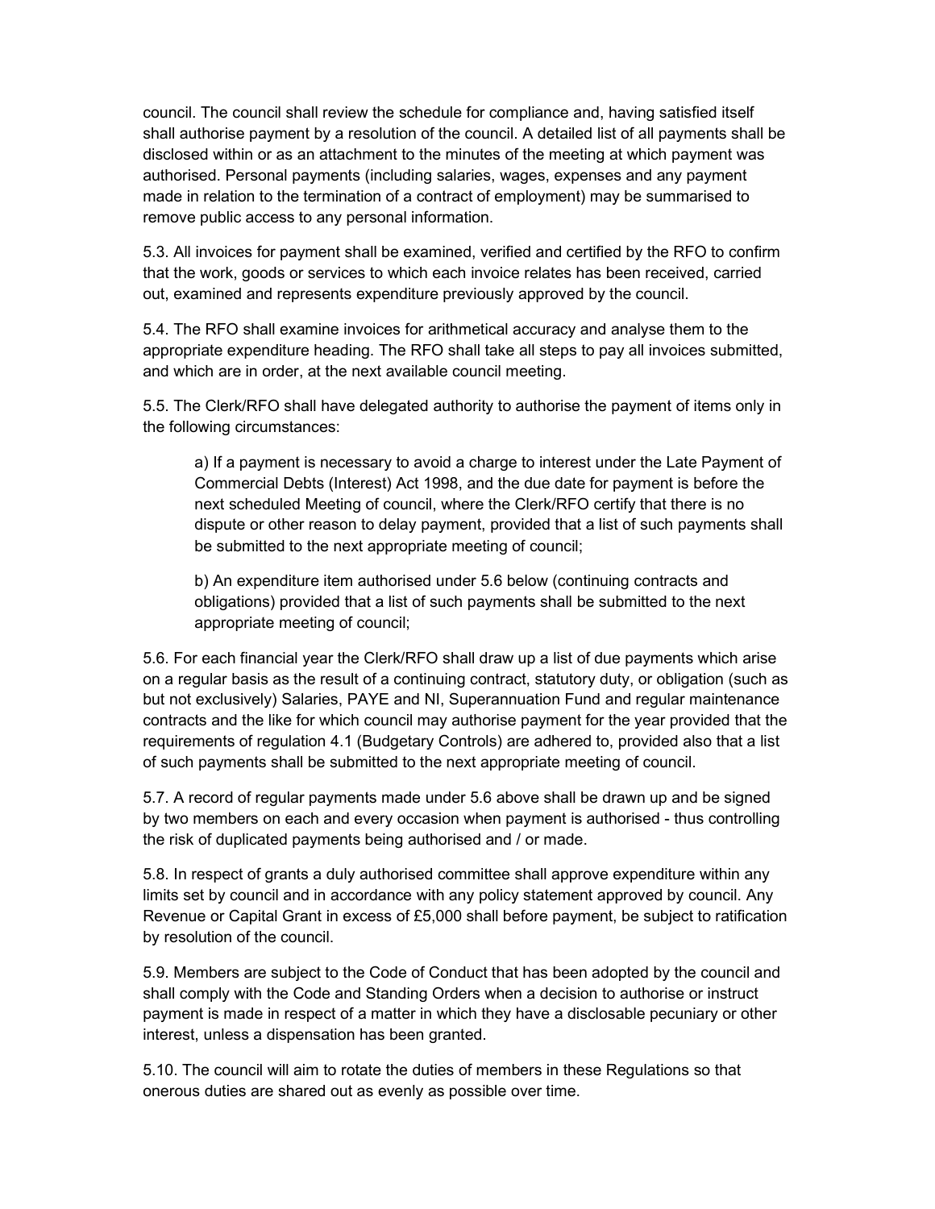council. The council shall review the schedule for compliance and, having satisfied itself shall authorise payment by a resolution of the council. A detailed list of all payments shall be disclosed within or as an attachment to the minutes of the meeting at which payment was authorised. Personal payments (including salaries, wages, expenses and any payment made in relation to the termination of a contract of employment) may be summarised to remove public access to any personal information.

5.3. All invoices for payment shall be examined, verified and certified by the RFO to confirm that the work, goods or services to which each invoice relates has been received, carried out, examined and represents expenditure previously approved by the council.

5.4. The RFO shall examine invoices for arithmetical accuracy and analyse them to the appropriate expenditure heading. The RFO shall take all steps to pay all invoices submitted, and which are in order, at the next available council meeting.

5.5. The Clerk/RFO shall have delegated authority to authorise the payment of items only in the following circumstances:

> a) If a payment is necessary to avoid a charge to interest under the Late Payment of Commercial Debts (Interest) Act 1998, and the due date for payment is before the next scheduled Meeting of council, where the Clerk/RFO certify that there is no dispute or other reason to delay payment, provided that a list of such payments shall be submitted to the next appropriate meeting of council;
>
> b) An expenditure item authorised under 5.6 below (continuing contracts and obligations) provided that a list of such payments shall be submitted to the next appropriate meeting of council;

5.6. For each financial year the Clerk/RFO shall draw up a list of due payments which arise on a regular basis as the result of a continuing contract, statutory duty, or obligation (such as but not exclusively) Salaries, PAYE and NI, Superannuation Fund and regular maintenance contracts and the like for which council may authorise payment for the year provided that the requirements of regulation 4.1 (Budgetary Controls) are adhered to, provided also that a list of such payments shall be submitted to the next appropriate meeting of council.

5.7. A record of regular payments made under 5.6 above shall be drawn up and be signed by two members on each and every occasion when payment is authorised - thus controlling the risk of duplicated payments being authorised and / or made.

5.8. In respect of grants a duly authorised committee shall approve expenditure within any limits set by council and in accordance with any policy statement approved by council. Any Revenue or Capital Grant in excess of £5,000 shall before payment, be subject to ratification by resolution of the council.

5.9. Members are subject to the Code of Conduct that has been adopted by the council and shall comply with the Code and Standing Orders when a decision to authorise or instruct payment is made in respect of a matter in which they have a disclosable pecuniary or other interest, unless a dispensation has been granted.

5.10. The council will aim to rotate the duties of members in these Regulations so that onerous duties are shared out as evenly as possible over time.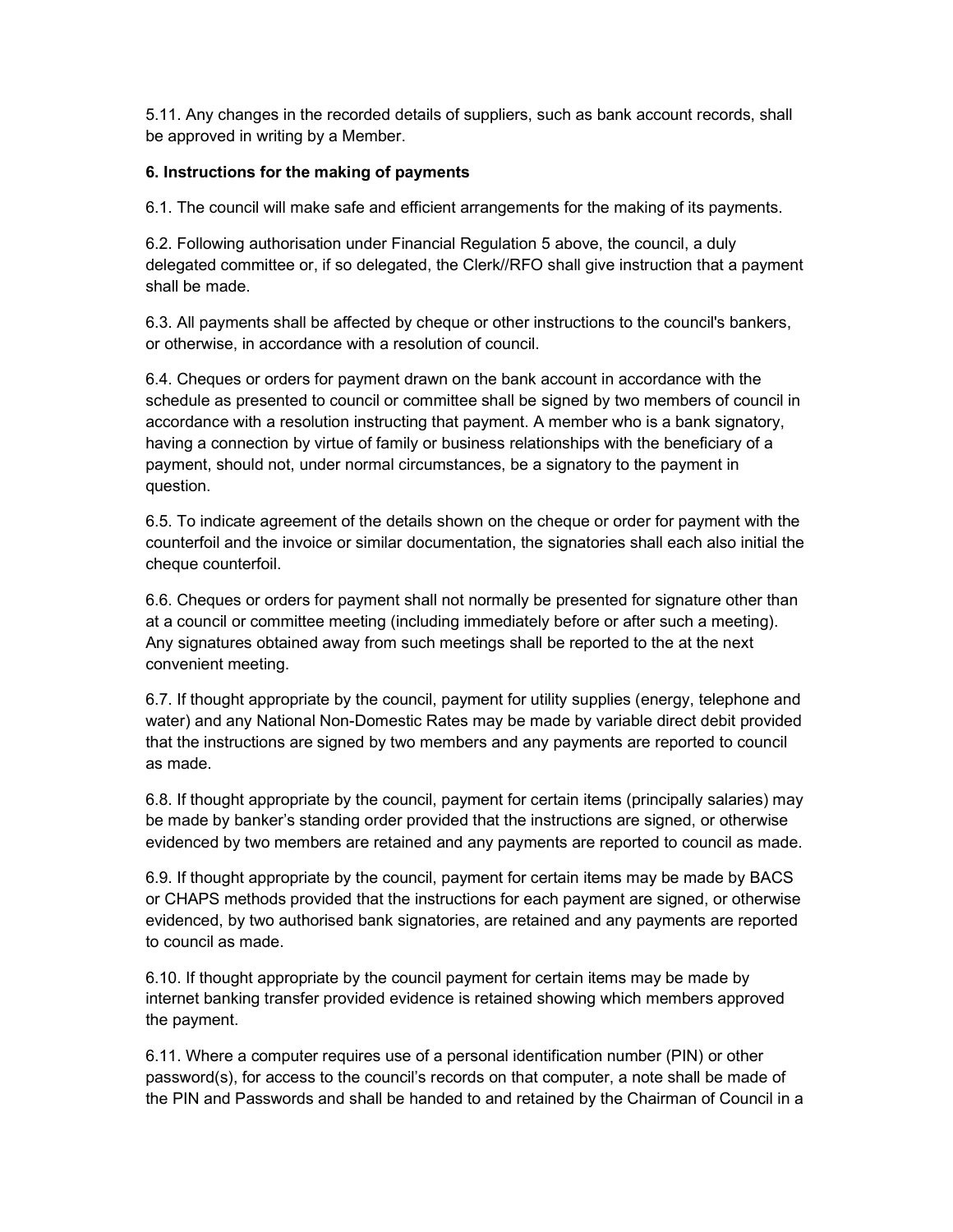5.11. Any changes in the recorded details of suppliers, such as bank account records, shall be approved in writing by a Member.

**6. Instructions for the making of payments**

6.1. The council will make safe and efficient arrangements for the making of its payments.

6.2. Following authorisation under Financial Regulation 5 above, the council, a duly delegated committee or, if so delegated, the Clerk//RFO shall give instruction that a payment shall be made.

6.3. All payments shall be affected by cheque or other instructions to the council's bankers, or otherwise, in accordance with a resolution of council.

6.4. Cheques or orders for payment drawn on the bank account in accordance with the schedule as presented to council or committee shall be signed by two members of council in accordance with a resolution instructing that payment. A member who is a bank signatory, having a connection by virtue of family or business relationships with the beneficiary of a payment, should not, under normal circumstances, be a signatory to the payment in question.

6.5. To indicate agreement of the details shown on the cheque or order for payment with the counterfoil and the invoice or similar documentation, the signatories shall each also initial the cheque counterfoil.

6.6. Cheques or orders for payment shall not normally be presented for signature other than at a council or committee meeting (including immediately before or after such a meeting). Any signatures obtained away from such meetings shall be reported to the at the next convenient meeting.

6.7. If thought appropriate by the council, payment for utility supplies (energy, telephone and water) and any National Non-Domestic Rates may be made by variable direct debit provided that the instructions are signed by two members and any payments are reported to council as made.

6.8. If thought appropriate by the council, payment for certain items (principally salaries) may be made by banker's standing order provided that the instructions are signed, or otherwise evidenced by two members are retained and any payments are reported to council as made.

6.9. If thought appropriate by the council, payment for certain items may be made by BACS or CHAPS methods provided that the instructions for each payment are signed, or otherwise evidenced, by two authorised bank signatories, are retained and any payments are reported to council as made.

6.10. If thought appropriate by the council payment for certain items may be made by internet banking transfer provided evidence is retained showing which members approved the payment.

6.11. Where a computer requires use of a personal identification number (PIN) or other password(s), for access to the council's records on that computer, a note shall be made of the PIN and Passwords and shall be handed to and retained by the Chairman of Council in a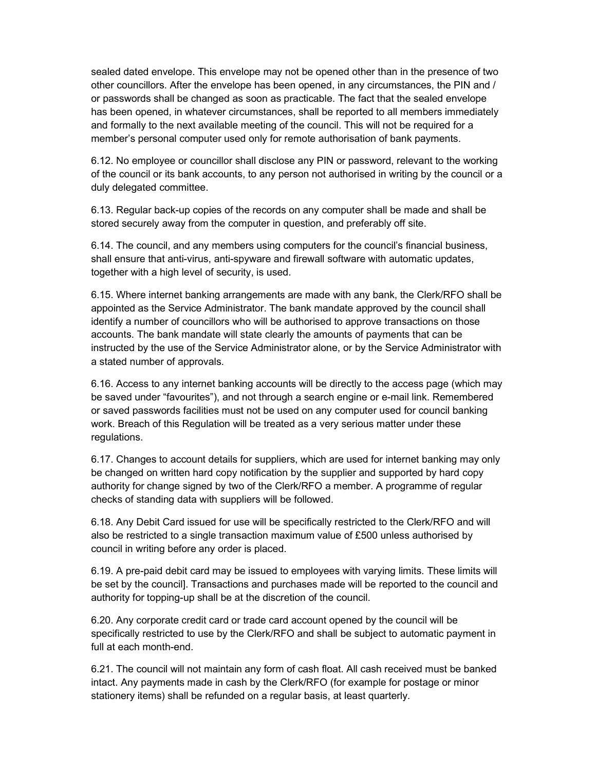sealed dated envelope. This envelope may not be opened other than in the presence of two other councillors. After the envelope has been opened, in any circumstances, the PIN and / or passwords shall be changed as soon as practicable. The fact that the sealed envelope has been opened, in whatever circumstances, shall be reported to all members immediately and formally to the next available meeting of the council. This will not be required for a member's personal computer used only for remote authorisation of bank payments.

6.12. No employee or councillor shall disclose any PIN or password, relevant to the working of the council or its bank accounts, to any person not authorised in writing by the council or a duly delegated committee.

6.13. Regular back-up copies of the records on any computer shall be made and shall be stored securely away from the computer in question, and preferably off site.

6.14. The council, and any members using computers for the council's financial business, shall ensure that anti-virus, anti-spyware and firewall software with automatic updates, together with a high level of security, is used.

6.15. Where internet banking arrangements are made with any bank, the Clerk/RFO shall be appointed as the Service Administrator. The bank mandate approved by the council shall identify a number of councillors who will be authorised to approve transactions on those accounts. The bank mandate will state clearly the amounts of payments that can be instructed by the use of the Service Administrator alone, or by the Service Administrator with a stated number of approvals.

6.16. Access to any internet banking accounts will be directly to the access page (which may be saved under "favourites"), and not through a search engine or e-mail link. Remembered or saved passwords facilities must not be used on any computer used for council banking work. Breach of this Regulation will be treated as a very serious matter under these regulations.

6.17. Changes to account details for suppliers, which are used for internet banking may only be changed on written hard copy notification by the supplier and supported by hard copy authority for change signed by two of the Clerk/RFO a member. A programme of regular checks of standing data with suppliers will be followed.

6.18. Any Debit Card issued for use will be specifically restricted to the Clerk/RFO and will also be restricted to a single transaction maximum value of £500 unless authorised by council in writing before any order is placed.

6.19. A pre-paid debit card may be issued to employees with varying limits. These limits will be set by the council]. Transactions and purchases made will be reported to the council and authority for topping-up shall be at the discretion of the council.

6.20. Any corporate credit card or trade card account opened by the council will be specifically restricted to use by the Clerk/RFO and shall be subject to automatic payment in full at each month-end.

6.21. The council will not maintain any form of cash float. All cash received must be banked intact. Any payments made in cash by the Clerk/RFO (for example for postage or minor stationery items) shall be refunded on a regular basis, at least quarterly.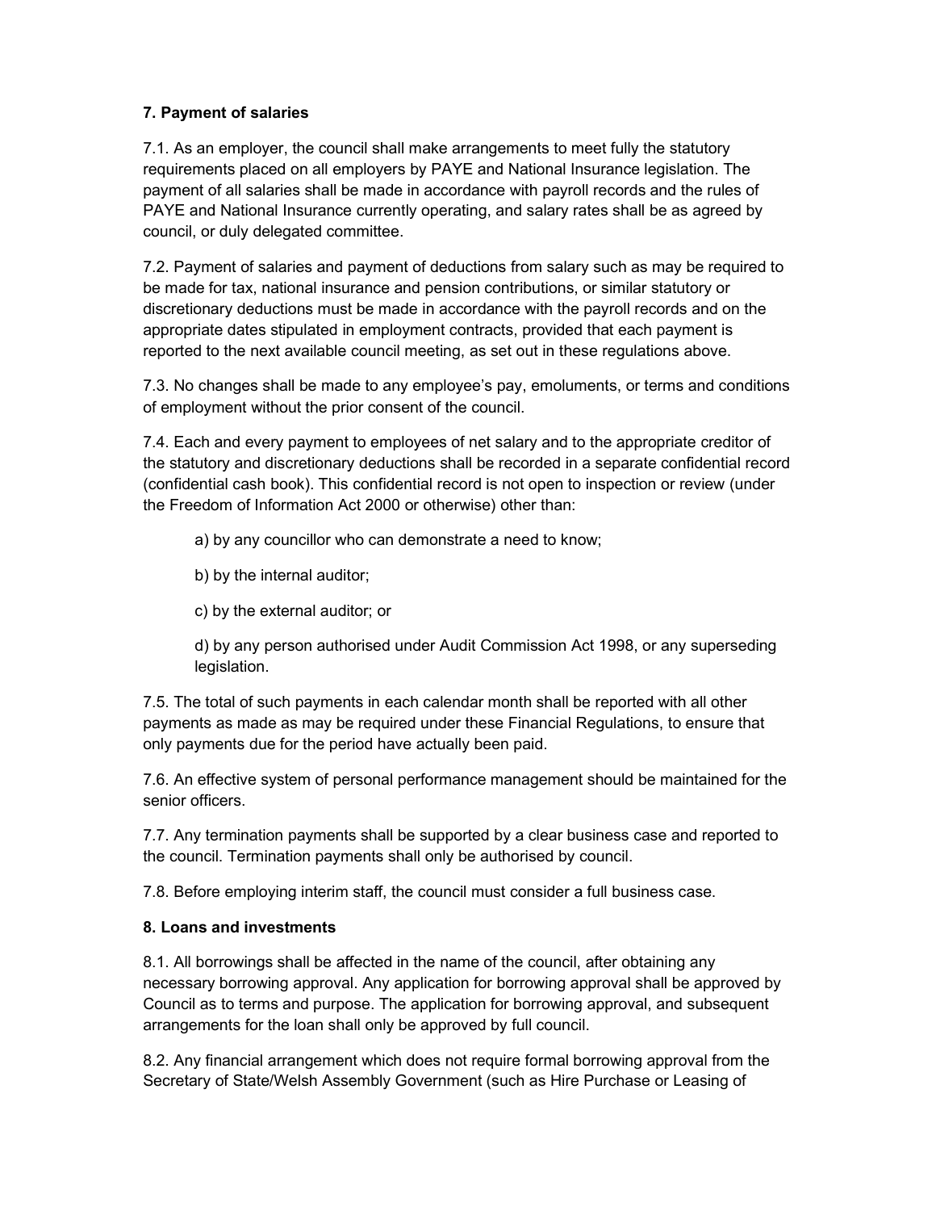**7. Payment of salaries**

7.1. As an employer, the council shall make arrangements to meet fully the statutory requirements placed on all employers by PAYE and National Insurance legislation. The payment of all salaries shall be made in accordance with payroll records and the rules of PAYE and National Insurance currently operating, and salary rates shall be as agreed by council, or duly delegated committee.

7.2. Payment of salaries and payment of deductions from salary such as may be required to be made for tax, national insurance and pension contributions, or similar statutory or discretionary deductions must be made in accordance with the payroll records and on the appropriate dates stipulated in employment contracts, provided that each payment is reported to the next available council meeting, as set out in these regulations above.

7.3. No changes shall be made to any employee's pay, emoluments, or terms and conditions of employment without the prior consent of the council.

7.4. Each and every payment to employees of net salary and to the appropriate creditor of the statutory and discretionary deductions shall be recorded in a separate confidential record (confidential cash book). This confidential record is not open to inspection or review (under the Freedom of Information Act 2000 or otherwise) other than:

a) by any councillor who can demonstrate a need to know;

b) by the internal auditor;

c) by the external auditor; or

d) by any person authorised under Audit Commission Act 1998, or any superseding legislation.

7.5. The total of such payments in each calendar month shall be reported with all other payments as made as may be required under these Financial Regulations, to ensure that only payments due for the period have actually been paid.

7.6. An effective system of personal performance management should be maintained for the senior officers.

7.7. Any termination payments shall be supported by a clear business case and reported to the council. Termination payments shall only be authorised by council.

7.8. Before employing interim staff, the council must consider a full business case.

**8. Loans and investments**

8.1. All borrowings shall be affected in the name of the council, after obtaining any necessary borrowing approval. Any application for borrowing approval shall be approved by Council as to terms and purpose. The application for borrowing approval, and subsequent arrangements for the loan shall only be approved by full council.

8.2. Any financial arrangement which does not require formal borrowing approval from the Secretary of State/Welsh Assembly Government (such as Hire Purchase or Leasing of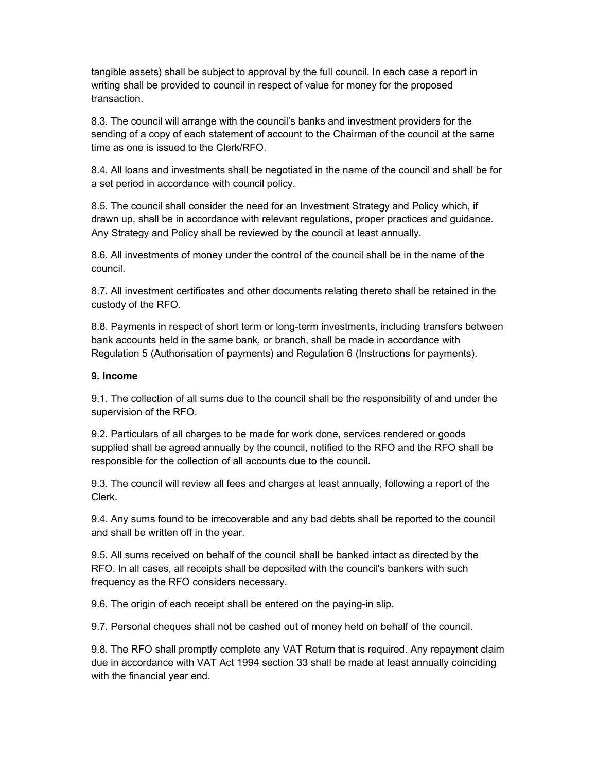tangible assets) shall be subject to approval by the full council. In each case a report in writing shall be provided to council in respect of value for money for the proposed transaction.

8.3. The council will arrange with the council's banks and investment providers for the sending of a copy of each statement of account to the Chairman of the council at the same time as one is issued to the Clerk/RFO.

8.4. All loans and investments shall be negotiated in the name of the council and shall be for a set period in accordance with council policy.

8.5. The council shall consider the need for an Investment Strategy and Policy which, if drawn up, shall be in accordance with relevant regulations, proper practices and guidance. Any Strategy and Policy shall be reviewed by the council at least annually.

8.6. All investments of money under the control of the council shall be in the name of the council.

8.7. All investment certificates and other documents relating thereto shall be retained in the custody of the RFO.

8.8. Payments in respect of short term or long-term investments, including transfers between bank accounts held in the same bank, or branch, shall be made in accordance with Regulation 5 (Authorisation of payments) and Regulation 6 (Instructions for payments).

**9. Income**

9.1. The collection of all sums due to the council shall be the responsibility of and under the supervision of the RFO.

9.2. Particulars of all charges to be made for work done, services rendered or goods supplied shall be agreed annually by the council, notified to the RFO and the RFO shall be responsible for the collection of all accounts due to the council.

9.3. The council will review all fees and charges at least annually, following a report of the Clerk.

9.4. Any sums found to be irrecoverable and any bad debts shall be reported to the council and shall be written off in the year.

9.5. All sums received on behalf of the council shall be banked intact as directed by the RFO. In all cases, all receipts shall be deposited with the council's bankers with such frequency as the RFO considers necessary.

9.6. The origin of each receipt shall be entered on the paying-in slip.

9.7. Personal cheques shall not be cashed out of money held on behalf of the council.

9.8. The RFO shall promptly complete any VAT Return that is required. Any repayment claim due in accordance with VAT Act 1994 section 33 shall be made at least annually coinciding with the financial year end.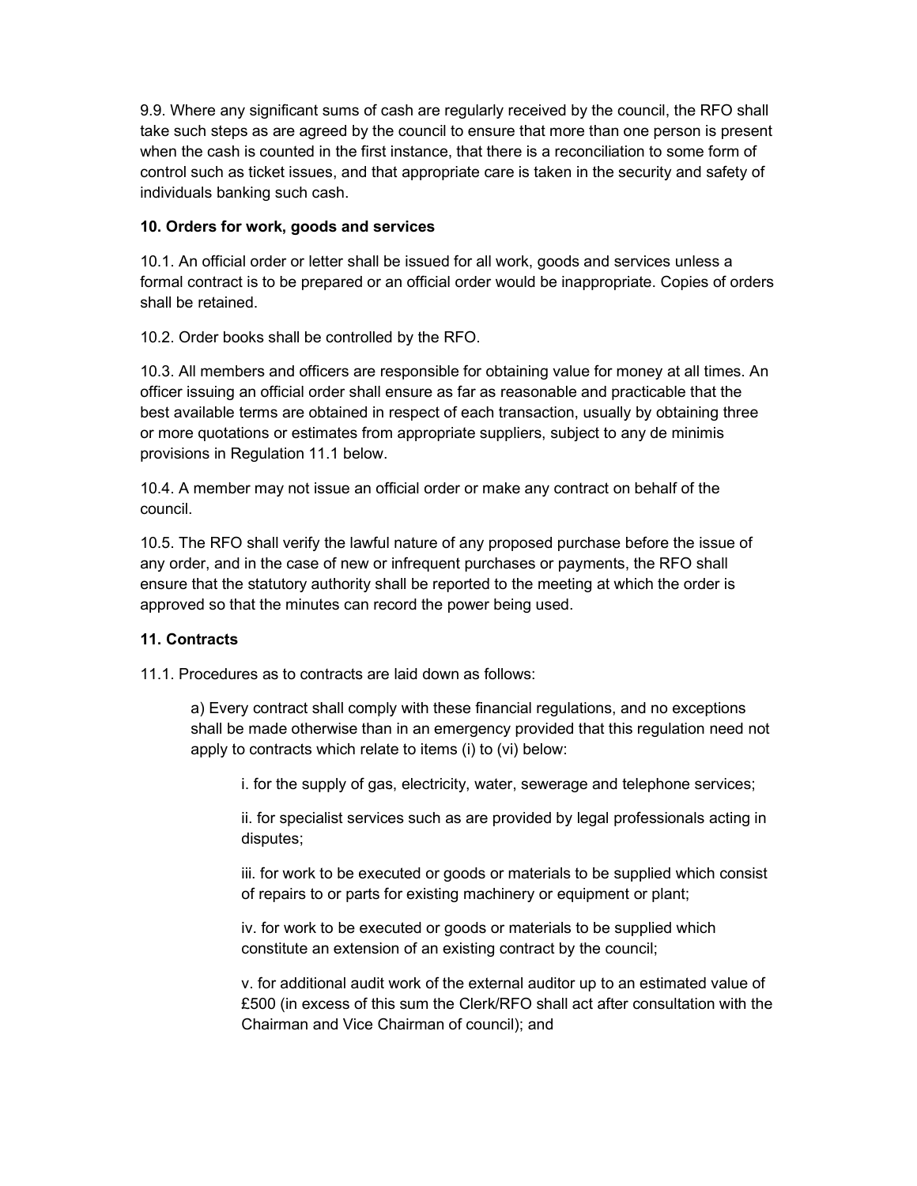9.9. Where any significant sums of cash are regularly received by the council, the RFO shall take such steps as are agreed by the council to ensure that more than one person is present when the cash is counted in the first instance, that there is a reconciliation to some form of control such as ticket issues, and that appropriate care is taken in the security and safety of individuals banking such cash.

**10. Orders for work, goods and services**

10.1. An official order or letter shall be issued for all work, goods and services unless a formal contract is to be prepared or an official order would be inappropriate. Copies of orders shall be retained.

10.2. Order books shall be controlled by the RFO.

10.3. All members and officers are responsible for obtaining value for money at all times. An officer issuing an official order shall ensure as far as reasonable and practicable that the best available terms are obtained in respect of each transaction, usually by obtaining three or more quotations or estimates from appropriate suppliers, subject to any de minimis provisions in Regulation 11.1 below.

10.4. A member may not issue an official order or make any contract on behalf of the council.

10.5. The RFO shall verify the lawful nature of any proposed purchase before the issue of any order, and in the case of new or infrequent purchases or payments, the RFO shall ensure that the statutory authority shall be reported to the meeting at which the order is approved so that the minutes can record the power being used.

**11. Contracts**

11.1. Procedures as to contracts are laid down as follows:

> a) Every contract shall comply with these financial regulations, and no exceptions shall be made otherwise than in an emergency provided that this regulation need not apply to contracts which relate to items (i) to (vi) below:
>
> > i. for the supply of gas, electricity, water, sewerage and telephone services;
> >
> > ii. for specialist services such as are provided by legal professionals acting in disputes;
> >
> > iii. for work to be executed or goods or materials to be supplied which consist of repairs to or parts for existing machinery or equipment or plant;
> >
> > iv. for work to be executed or goods or materials to be supplied which constitute an extension of an existing contract by the council;
> >
> > v. for additional audit work of the external auditor up to an estimated value of £500 (in excess of this sum the Clerk/RFO shall act after consultation with the Chairman and Vice Chairman of council); and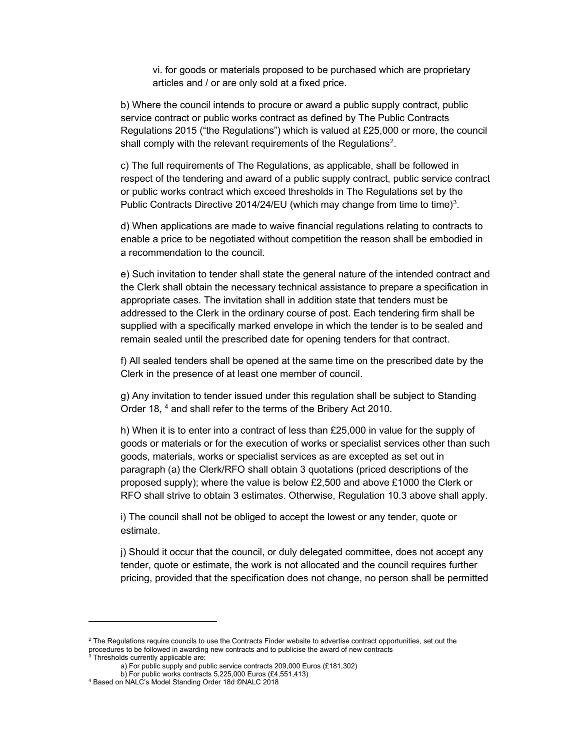vi. for goods or materials proposed to be purchased which are proprietary articles and / or are only sold at a fixed price.

b) Where the council intends to procure or award a public supply contract, public service contract or public works contract as defined by The Public Contracts Regulations 2015 ("the Regulations") which is valued at £25,000 or more, the council shall comply with the relevant requirements of the Regulations[2].

c) The full requirements of The Regulations, as applicable, shall be followed in respect of the tendering and award of a public supply contract, public service contract or public works contract which exceed thresholds in The Regulations set by the Public Contracts Directive 2014/24/EU (which may change from time to time)[3].

d) When applications are made to waive financial regulations relating to contracts to enable a price to be negotiated without competition the reason shall be embodied in a recommendation to the council.

e) Such invitation to tender shall state the general nature of the intended contract and the Clerk shall obtain the necessary technical assistance to prepare a specification in appropriate cases. The invitation shall in addition state that tenders must be addressed to the Clerk in the ordinary course of post. Each tendering firm shall be supplied with a specifically marked envelope in which the tender is to be sealed and remain sealed until the prescribed date for opening tenders for that contract.

f) All sealed tenders shall be opened at the same time on the prescribed date by the Clerk in the presence of at least one member of council.

g) Any invitation to tender issued under this regulation shall be subject to Standing Order 18, [4] and shall refer to the terms of the Bribery Act 2010.

h) When it is to enter into a contract of less than £25,000 in value for the supply of goods or materials or for the execution of works or specialist services other than such goods, materials, works or specialist services as are excepted as set out in paragraph (a) the Clerk/RFO shall obtain 3 quotations (priced descriptions of the proposed supply); where the value is below £2,500 and above £1000 the Clerk or RFO shall strive to obtain 3 estimates. Otherwise, Regulation 10.3 above shall apply.

i) The council shall not be obliged to accept the lowest or any tender, quote or estimate.

j) Should it occur that the council, or duly delegated committee, does not accept any tender, quote or estimate, the work is not allocated and the council requires further pricing, provided that the specification does not change, no person shall be permitted

---

[2] The Regulations require councils to use the Contracts Finder website to advertise contract opportunities, set out the procedures to be followed in awarding new contracts and to publicise the award of new contracts

[3] Thresholds currently applicable are:

a) For public supply and public service contracts 209,000 Euros (£181,302)

b) For public works contracts 5,225,000 Euros (£4,551,413)

[4] Based on NALC's Model Standing Order 18d ©NALC 2018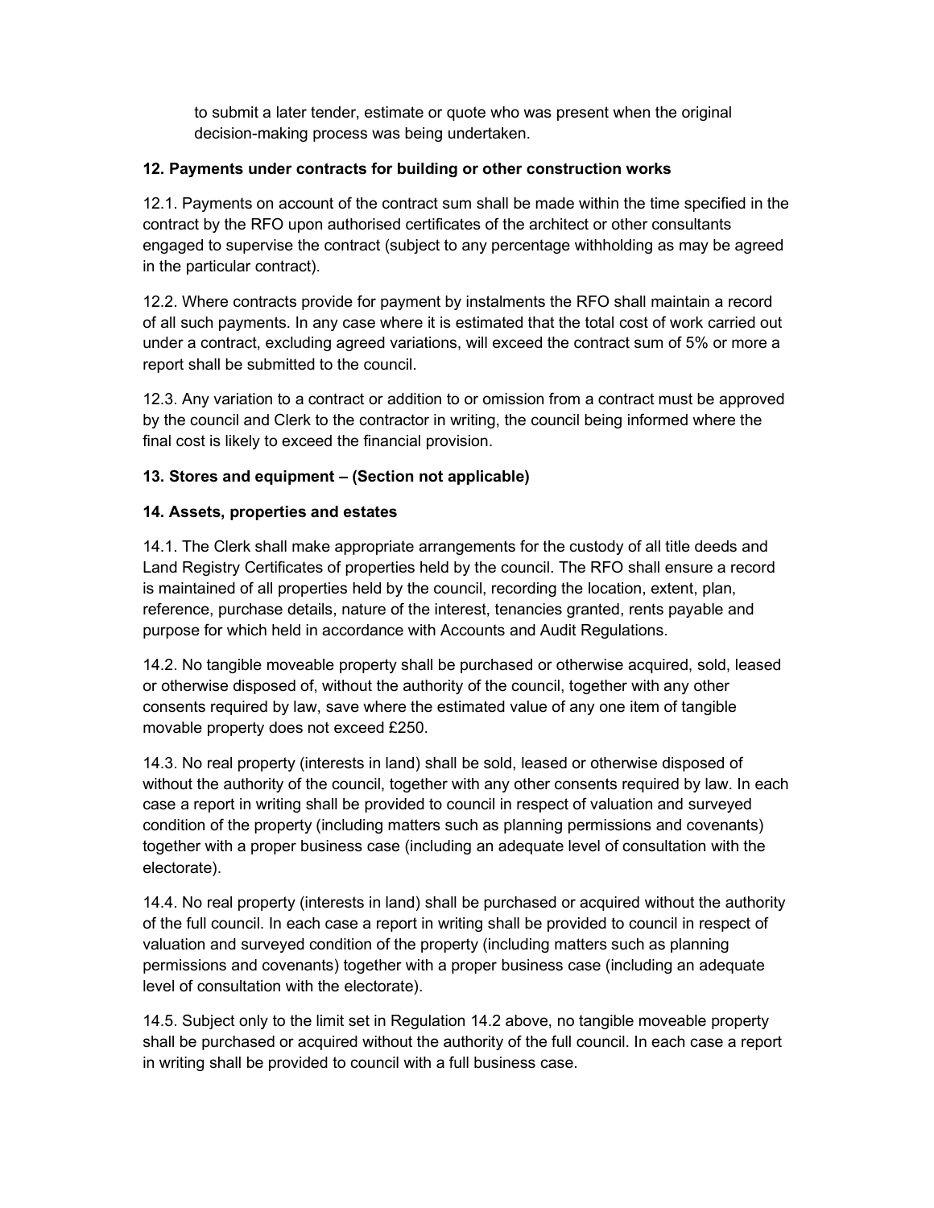to submit a later tender, estimate or quote who was present when the original decision-making process was being undertaken.

**12. Payments under contracts for building or other construction works**

12.1. Payments on account of the contract sum shall be made within the time specified in the contract by the RFO upon authorised certificates of the architect or other consultants engaged to supervise the contract (subject to any percentage withholding as may be agreed in the particular contract).

12.2. Where contracts provide for payment by instalments the RFO shall maintain a record of all such payments. In any case where it is estimated that the total cost of work carried out under a contract, excluding agreed variations, will exceed the contract sum of 5% or more a report shall be submitted to the council.

12.3. Any variation to a contract or addition to or omission from a contract must be approved by the council and Clerk to the contractor in writing, the council being informed where the final cost is likely to exceed the financial provision.

**13. Stores and equipment – (Section not applicable)**

**14. Assets, properties and estates**

14.1. The Clerk shall make appropriate arrangements for the custody of all title deeds and Land Registry Certificates of properties held by the council. The RFO shall ensure a record is maintained of all properties held by the council, recording the location, extent, plan, reference, purchase details, nature of the interest, tenancies granted, rents payable and purpose for which held in accordance with Accounts and Audit Regulations.

14.2. No tangible moveable property shall be purchased or otherwise acquired, sold, leased or otherwise disposed of, without the authority of the council, together with any other consents required by law, save where the estimated value of any one item of tangible movable property does not exceed £250.

14.3. No real property (interests in land) shall be sold, leased or otherwise disposed of without the authority of the council, together with any other consents required by law. In each case a report in writing shall be provided to council in respect of valuation and surveyed condition of the property (including matters such as planning permissions and covenants) together with a proper business case (including an adequate level of consultation with the electorate).

14.4. No real property (interests in land) shall be purchased or acquired without the authority of the full council. In each case a report in writing shall be provided to council in respect of valuation and surveyed condition of the property (including matters such as planning permissions and covenants) together with a proper business case (including an adequate level of consultation with the electorate).

14.5. Subject only to the limit set in Regulation 14.2 above, no tangible moveable property shall be purchased or acquired without the authority of the full council. In each case a report in writing shall be provided to council with a full business case.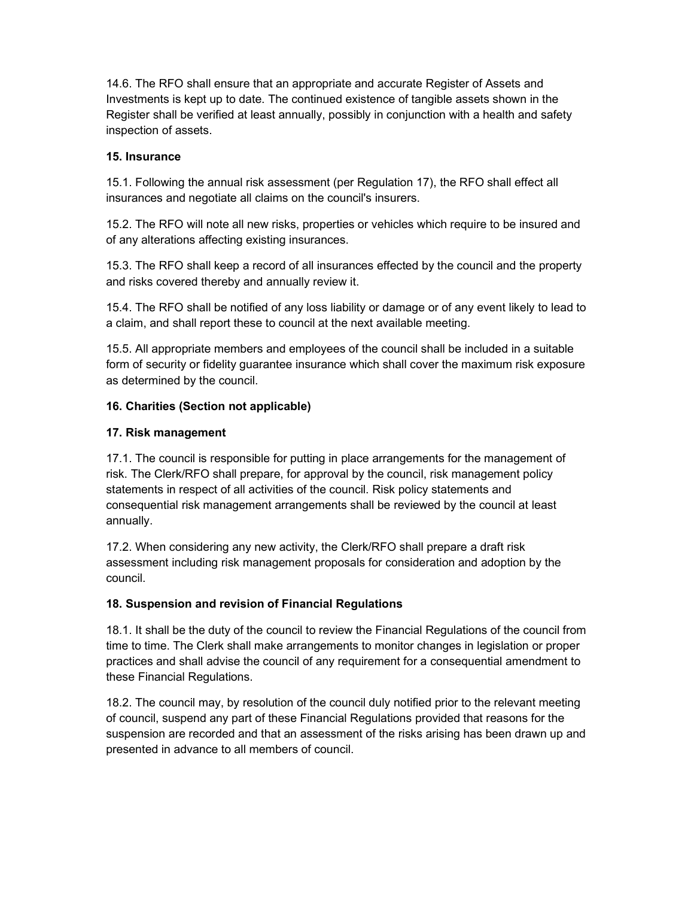14.6. The RFO shall ensure that an appropriate and accurate Register of Assets and Investments is kept up to date. The continued existence of tangible assets shown in the Register shall be verified at least annually, possibly in conjunction with a health and safety inspection of assets.

**15. Insurance**

15.1. Following the annual risk assessment (per Regulation 17), the RFO shall effect all insurances and negotiate all claims on the council's insurers.

15.2. The RFO will note all new risks, properties or vehicles which require to be insured and of any alterations affecting existing insurances.

15.3. The RFO shall keep a record of all insurances effected by the council and the property and risks covered thereby and annually review it.

15.4. The RFO shall be notified of any loss liability or damage or of any event likely to lead to a claim, and shall report these to council at the next available meeting.

15.5. All appropriate members and employees of the council shall be included in a suitable form of security or fidelity guarantee insurance which shall cover the maximum risk exposure as determined by the council.

**16. Charities (Section not applicable)**

**17. Risk management**

17.1. The council is responsible for putting in place arrangements for the management of risk. The Clerk/RFO shall prepare, for approval by the council, risk management policy statements in respect of all activities of the council. Risk policy statements and consequential risk management arrangements shall be reviewed by the council at least annually.

17.2. When considering any new activity, the Clerk/RFO shall prepare a draft risk assessment including risk management proposals for consideration and adoption by the council.

**18. Suspension and revision of Financial Regulations**

18.1. It shall be the duty of the council to review the Financial Regulations of the council from time to time. The Clerk shall make arrangements to monitor changes in legislation or proper practices and shall advise the council of any requirement for a consequential amendment to these Financial Regulations.

18.2. The council may, by resolution of the council duly notified prior to the relevant meeting of council, suspend any part of these Financial Regulations provided that reasons for the suspension are recorded and that an assessment of the risks arising has been drawn up and presented in advance to all members of council.